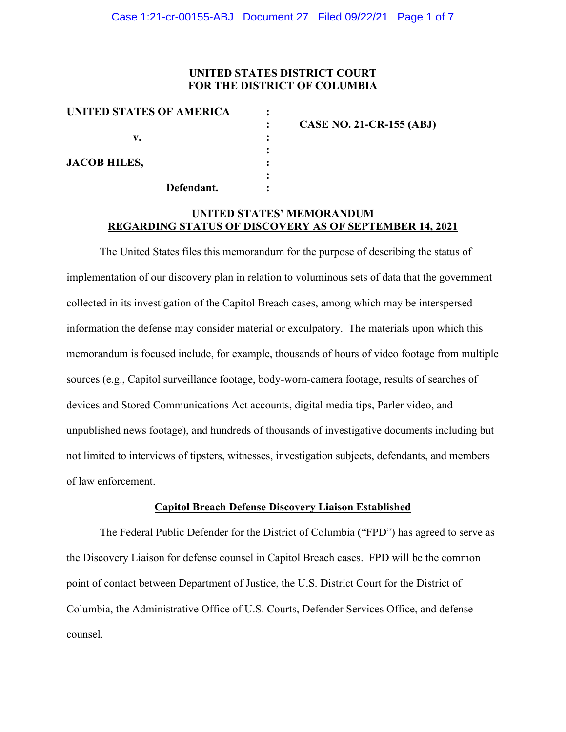**UNITED STATES DISTRICT COURT**
**FOR THE DISTRICT OF COLUMBIA**

| | | |
|---|---|---|
| **UNITED STATES OF AMERICA** | : | |
| | : | **CASE NO. 21-CR-155 (ABJ)** |
| **v.** | : | |
| | : | |
| **JACOB HILES,** | : | |
| | : | |
| **Defendant.** | : | |

**UNITED STATES' MEMORANDUM**
**REGARDING STATUS OF DISCOVERY AS OF SEPTEMBER 14, 2021**

The United States files this memorandum for the purpose of describing the status of implementation of our discovery plan in relation to voluminous sets of data that the government collected in its investigation of the Capitol Breach cases, among which may be interspersed information the defense may consider material or exculpatory. The materials upon which this memorandum is focused include, for example, thousands of hours of video footage from multiple sources (e.g., Capitol surveillance footage, body-worn-camera footage, results of searches of devices and Stored Communications Act accounts, digital media tips, Parler video, and unpublished news footage), and hundreds of thousands of investigative documents including but not limited to interviews of tipsters, witnesses, investigation subjects, defendants, and members of law enforcement.

**Capitol Breach Defense Discovery Liaison Established**

The Federal Public Defender for the District of Columbia ("FPD") has agreed to serve as the Discovery Liaison for defense counsel in Capitol Breach cases. FPD will be the common point of contact between Department of Justice, the U.S. District Court for the District of Columbia, the Administrative Office of U.S. Courts, Defender Services Office, and defense counsel.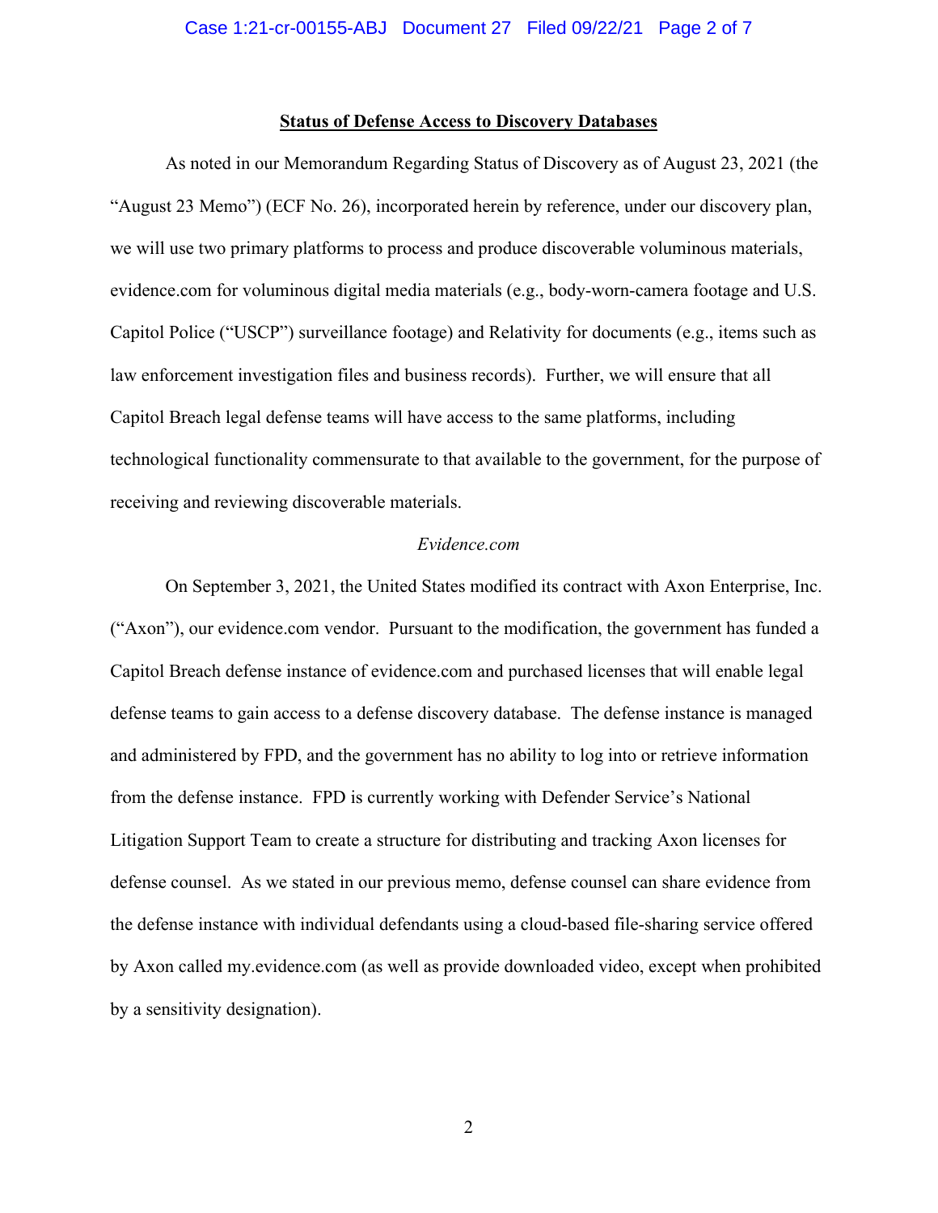**Status of Defense Access to Discovery Databases**

As noted in our Memorandum Regarding Status of Discovery as of August 23, 2021 (the "August 23 Memo") (ECF No. 26), incorporated herein by reference, under our discovery plan, we will use two primary platforms to process and produce discoverable voluminous materials, evidence.com for voluminous digital media materials (e.g., body-worn-camera footage and U.S. Capitol Police ("USCP") surveillance footage) and Relativity for documents (e.g., items such as law enforcement investigation files and business records). Further, we will ensure that all Capitol Breach legal defense teams will have access to the same platforms, including technological functionality commensurate to that available to the government, for the purpose of receiving and reviewing discoverable materials.

*Evidence.com*

On September 3, 2021, the United States modified its contract with Axon Enterprise, Inc. ("Axon"), our evidence.com vendor. Pursuant to the modification, the government has funded a Capitol Breach defense instance of evidence.com and purchased licenses that will enable legal defense teams to gain access to a defense discovery database. The defense instance is managed and administered by FPD, and the government has no ability to log into or retrieve information from the defense instance. FPD is currently working with Defender Service's National Litigation Support Team to create a structure for distributing and tracking Axon licenses for defense counsel. As we stated in our previous memo, defense counsel can share evidence from the defense instance with individual defendants using a cloud-based file-sharing service offered by Axon called my.evidence.com (as well as provide downloaded video, except when prohibited by a sensitivity designation).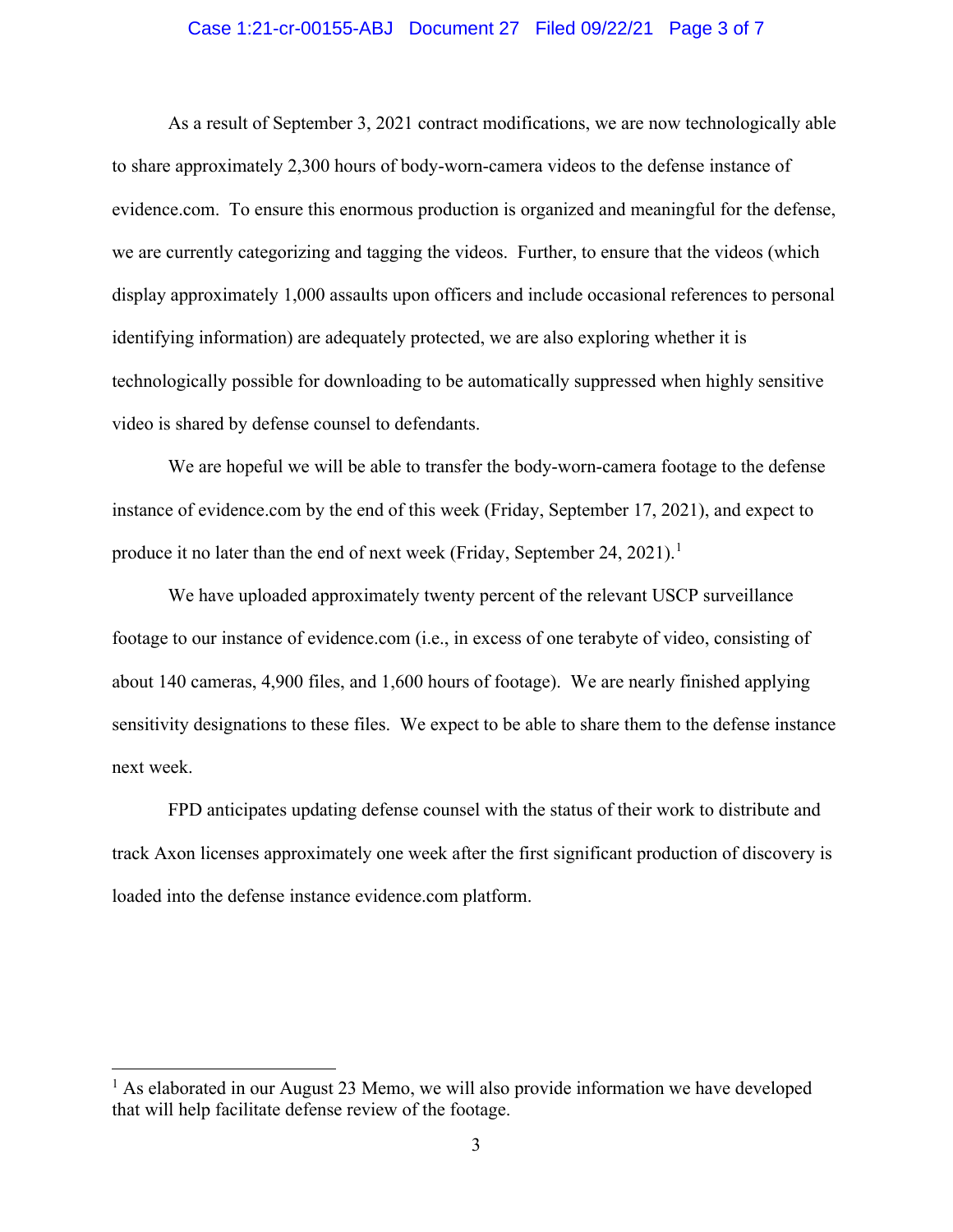As a result of September 3, 2021 contract modifications, we are now technologically able to share approximately 2,300 hours of body-worn-camera videos to the defense instance of evidence.com. To ensure this enormous production is organized and meaningful for the defense, we are currently categorizing and tagging the videos. Further, to ensure that the videos (which display approximately 1,000 assaults upon officers and include occasional references to personal identifying information) are adequately protected, we are also exploring whether it is technologically possible for downloading to be automatically suppressed when highly sensitive video is shared by defense counsel to defendants.

We are hopeful we will be able to transfer the body-worn-camera footage to the defense instance of evidence.com by the end of this week (Friday, September 17, 2021), and expect to produce it no later than the end of next week (Friday, September 24, 2021).[1]

We have uploaded approximately twenty percent of the relevant USCP surveillance footage to our instance of evidence.com (i.e., in excess of one terabyte of video, consisting of about 140 cameras, 4,900 files, and 1,600 hours of footage). We are nearly finished applying sensitivity designations to these files. We expect to be able to share them to the defense instance next week.

FPD anticipates updating defense counsel with the status of their work to distribute and track Axon licenses approximately one week after the first significant production of discovery is loaded into the defense instance evidence.com platform.

---

[1] As elaborated in our August 23 Memo, we will also provide information we have developed that will help facilitate defense review of the footage.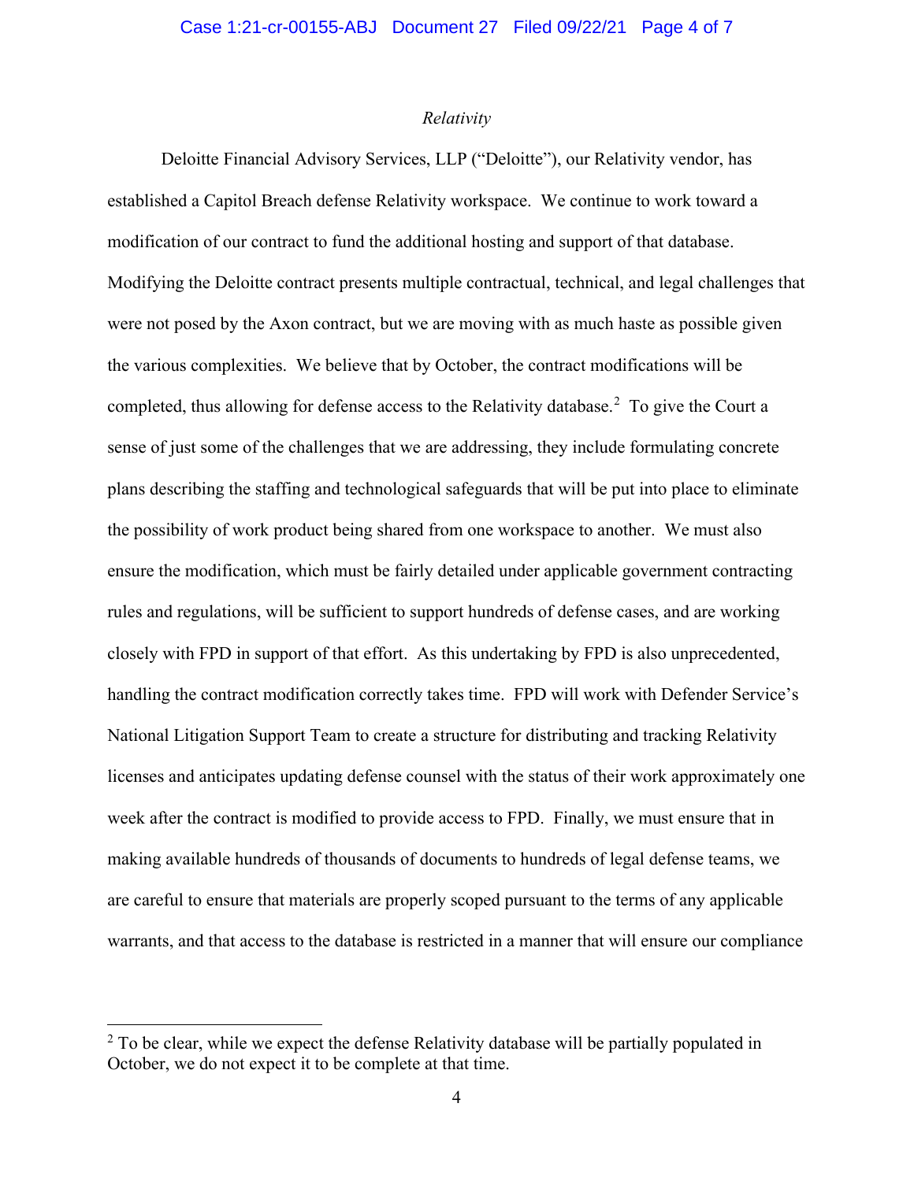*Relativity*

Deloitte Financial Advisory Services, LLP ("Deloitte"), our Relativity vendor, has established a Capitol Breach defense Relativity workspace. We continue to work toward a modification of our contract to fund the additional hosting and support of that database. Modifying the Deloitte contract presents multiple contractual, technical, and legal challenges that were not posed by the Axon contract, but we are moving with as much haste as possible given the various complexities. We believe that by October, the contract modifications will be completed, thus allowing for defense access to the Relativity database.[2] To give the Court a sense of just some of the challenges that we are addressing, they include formulating concrete plans describing the staffing and technological safeguards that will be put into place to eliminate the possibility of work product being shared from one workspace to another. We must also ensure the modification, which must be fairly detailed under applicable government contracting rules and regulations, will be sufficient to support hundreds of defense cases, and are working closely with FPD in support of that effort. As this undertaking by FPD is also unprecedented, handling the contract modification correctly takes time. FPD will work with Defender Service's National Litigation Support Team to create a structure for distributing and tracking Relativity licenses and anticipates updating defense counsel with the status of their work approximately one week after the contract is modified to provide access to FPD. Finally, we must ensure that in making available hundreds of thousands of documents to hundreds of legal defense teams, we are careful to ensure that materials are properly scoped pursuant to the terms of any applicable warrants, and that access to the database is restricted in a manner that will ensure our compliance

---

[2] To be clear, while we expect the defense Relativity database will be partially populated in October, we do not expect it to be complete at that time.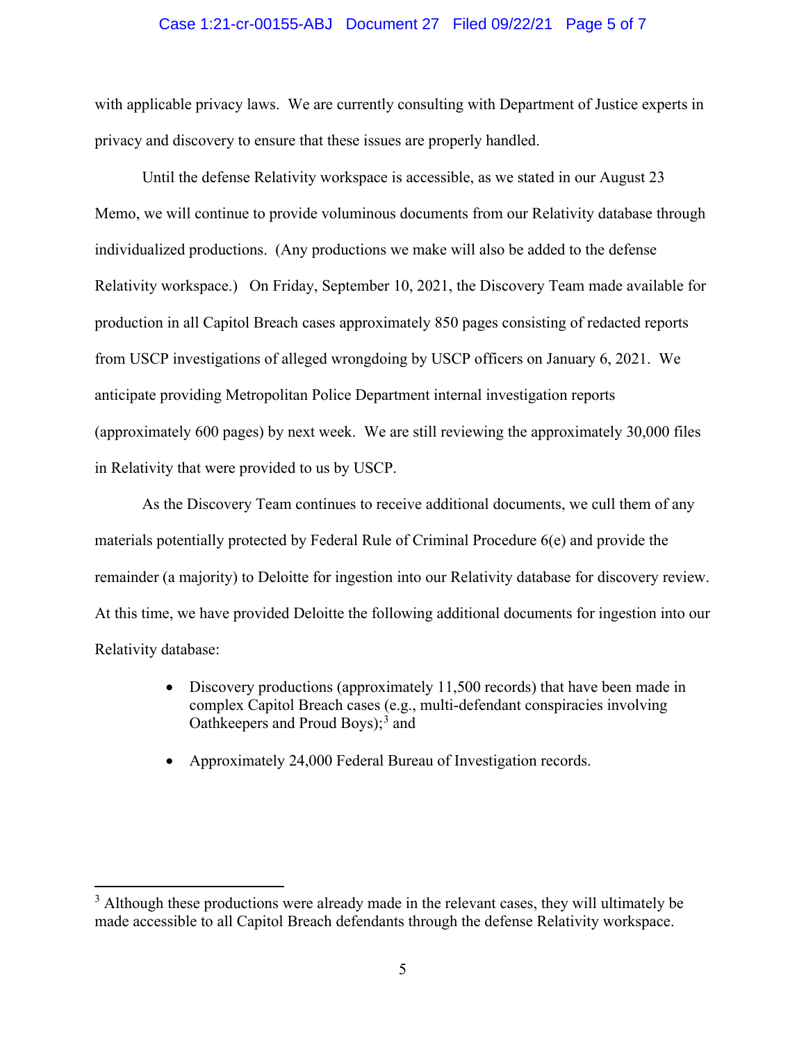with applicable privacy laws. We are currently consulting with Department of Justice experts in privacy and discovery to ensure that these issues are properly handled.

Until the defense Relativity workspace is accessible, as we stated in our August 23 Memo, we will continue to provide voluminous documents from our Relativity database through individualized productions. (Any productions we make will also be added to the defense Relativity workspace.) On Friday, September 10, 2021, the Discovery Team made available for production in all Capitol Breach cases approximately 850 pages consisting of redacted reports from USCP investigations of alleged wrongdoing by USCP officers on January 6, 2021. We anticipate providing Metropolitan Police Department internal investigation reports (approximately 600 pages) by next week. We are still reviewing the approximately 30,000 files in Relativity that were provided to us by USCP.

As the Discovery Team continues to receive additional documents, we cull them of any materials potentially protected by Federal Rule of Criminal Procedure 6(e) and provide the remainder (a majority) to Deloitte for ingestion into our Relativity database for discovery review. At this time, we have provided Deloitte the following additional documents for ingestion into our Relativity database:

- Discovery productions (approximately 11,500 records) that have been made in complex Capitol Breach cases (e.g., multi-defendant conspiracies involving Oathkeepers and Proud Boys);[3] and

- Approximately 24,000 Federal Bureau of Investigation records.

[3] Although these productions were already made in the relevant cases, they will ultimately be made accessible to all Capitol Breach defendants through the defense Relativity workspace.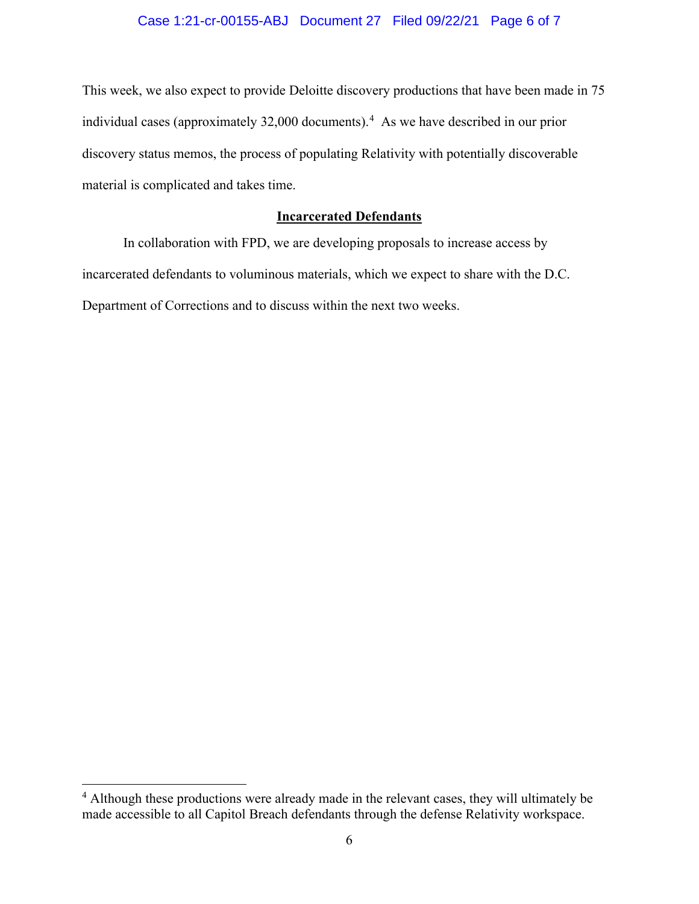This week, we also expect to provide Deloitte discovery productions that have been made in 75 individual cases (approximately 32,000 documents).[4] As we have described in our prior discovery status memos, the process of populating Relativity with potentially discoverable material is complicated and takes time.

**Incarcerated Defendants**

In collaboration with FPD, we are developing proposals to increase access by incarcerated defendants to voluminous materials, which we expect to share with the D.C. Department of Corrections and to discuss within the next two weeks.

[4] Although these productions were already made in the relevant cases, they will ultimately be made accessible to all Capitol Breach defendants through the defense Relativity workspace.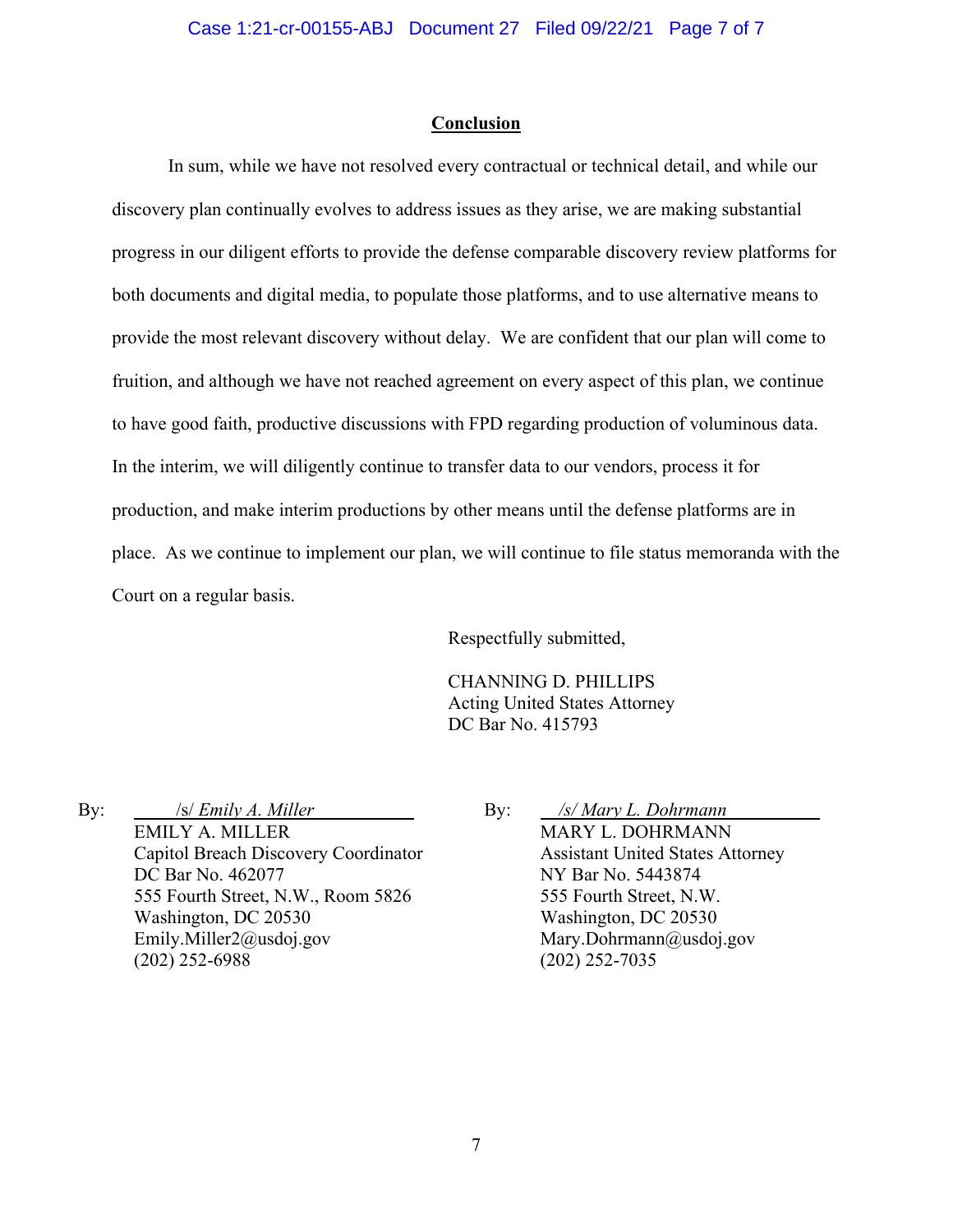## **Conclusion**

In sum, while we have not resolved every contractual or technical detail, and while our discovery plan continually evolves to address issues as they arise, we are making substantial progress in our diligent efforts to provide the defense comparable discovery review platforms for both documents and digital media, to populate those platforms, and to use alternative means to provide the most relevant discovery without delay. We are confident that our plan will come to fruition, and although we have not reached agreement on every aspect of this plan, we continue to have good faith, productive discussions with FPD regarding production of voluminous data. In the interim, we will diligently continue to transfer data to our vendors, process it for production, and make interim productions by other means until the defense platforms are in place. As we continue to implement our plan, we will continue to file status memoranda with the Court on a regular basis.

Respectfully submitted,

CHANNING D. PHILLIPS
Acting United States Attorney
DC Bar No. 415793

By: /s/ *Emily A. Miller*
EMILY A. MILLER
Capitol Breach Discovery Coordinator
DC Bar No. 462077
555 Fourth Street, N.W., Room 5826
Washington, DC 20530
Emily.Miller2@usdoj.gov
(202) 252-6988

By: */s/ Mary L. Dohrmann*
MARY L. DOHRMANN
Assistant United States Attorney
NY Bar No. 5443874
555 Fourth Street, N.W.
Washington, DC 20530
Mary.Dohrmann@usdoj.gov
(202) 252-7035